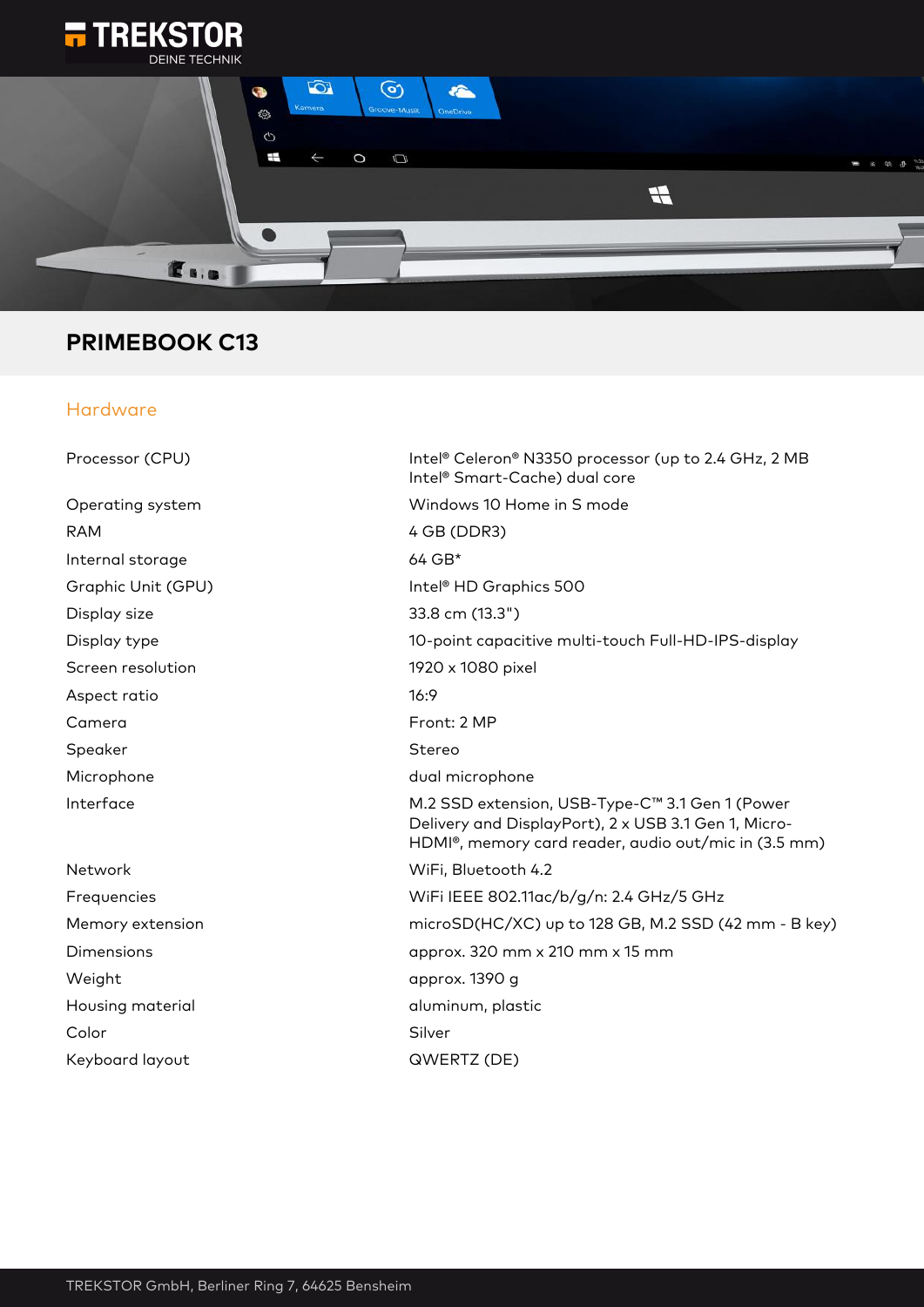# PRIMEBOOK C13

## Hardware

| | |
|---|---|
| Processor (CPU) | Intel® Celeron® N3350 processor (up to 2.4 GHz, 2 MB Intel® Smart-Cache) dual core |
| Operating system | Windows 10 Home in S mode |
| RAM | 4 GB (DDR3) |
| Internal storage | 64 GB* |
| Graphic Unit (GPU) | Intel® HD Graphics 500 |
| Display size | 33.8 cm (13.3") |
| Display type | 10-point capacitive multi-touch Full-HD-IPS-display |
| Screen resolution | 1920 x 1080 pixel |
| Aspect ratio | 16:9 |
| Camera | Front: 2 MP |
| Speaker | Stereo |
| Microphone | dual microphone |
| Interface | M.2 SSD extension, USB-Type-C™ 3.1 Gen 1 (Power Delivery and DisplayPort), 2 x USB 3.1 Gen 1, Micro-HDMI®, memory card reader, audio out/mic in (3.5 mm) |
| Network | WiFi, Bluetooth 4.2 |
| Frequencies | WiFi IEEE 802.11ac/b/g/n: 2.4 GHz/5 GHz |
| Memory extension | microSD(HC/XC) up to 128 GB, M.2 SSD (42 mm - B key) |
| Dimensions | approx. 320 mm x 210 mm x 15 mm |
| Weight | approx. 1390 g |
| Housing material | aluminum, plastic |
| Color | Silver |
| Keyboard layout | QWERTZ (DE) |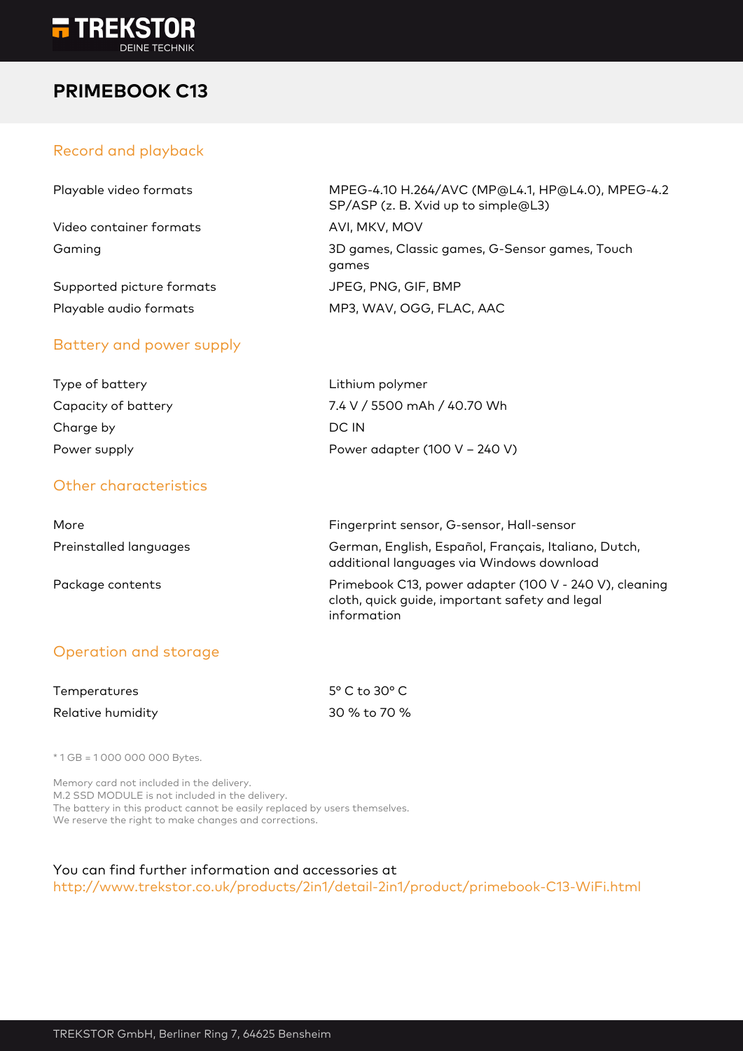# PRIMEBOOK C13

## Record and playback

| | |
|---|---|
| Playable video formats | MPEG-4.10 H.264/AVC (MP@L4.1, HP@L4.0), MPEG-4.2 SP/ASP (z. B. Xvid up to simple@L3) |
| Video container formats | AVI, MKV, MOV |
| Gaming | 3D games, Classic games, G-Sensor games, Touch games |
| Supported picture formats | JPEG, PNG, GIF, BMP |
| Playable audio formats | MP3, WAV, OGG, FLAC, AAC |

## Battery and power supply

| | |
|---|---|
| Type of battery | Lithium polymer |
| Capacity of battery | 7.4 V / 5500 mAh / 40.70 Wh |
| Charge by | DC IN |
| Power supply | Power adapter (100 V – 240 V) |

## Other characteristics

| | |
|---|---|
| More | Fingerprint sensor, G-sensor, Hall-sensor |
| Preinstalled languages | German, English, Español, Français, Italiano, Dutch, additional languages via Windows download |
| Package contents | Primebook C13, power adapter (100 V - 240 V), cleaning cloth, quick guide, important safety and legal information |

## Operation and storage

| | |
|---|---|
| Temperatures | 5° C to 30° C |
| Relative humidity | 30 % to 70 % |

* 1 GB = 1 000 000 000 Bytes.

Memory card not included in the delivery.
M.2 SSD MODULE is not included in the delivery.
The battery in this product cannot be easily replaced by users themselves.
We reserve the right to make changes and corrections.

You can find further information and accessories at
http://www.trekstor.co.uk/products/2in1/detail-2in1/product/primebook-C13-WiFi.html

TREKSTOR GmbH, Berliner Ring 7, 64625 Bensheim